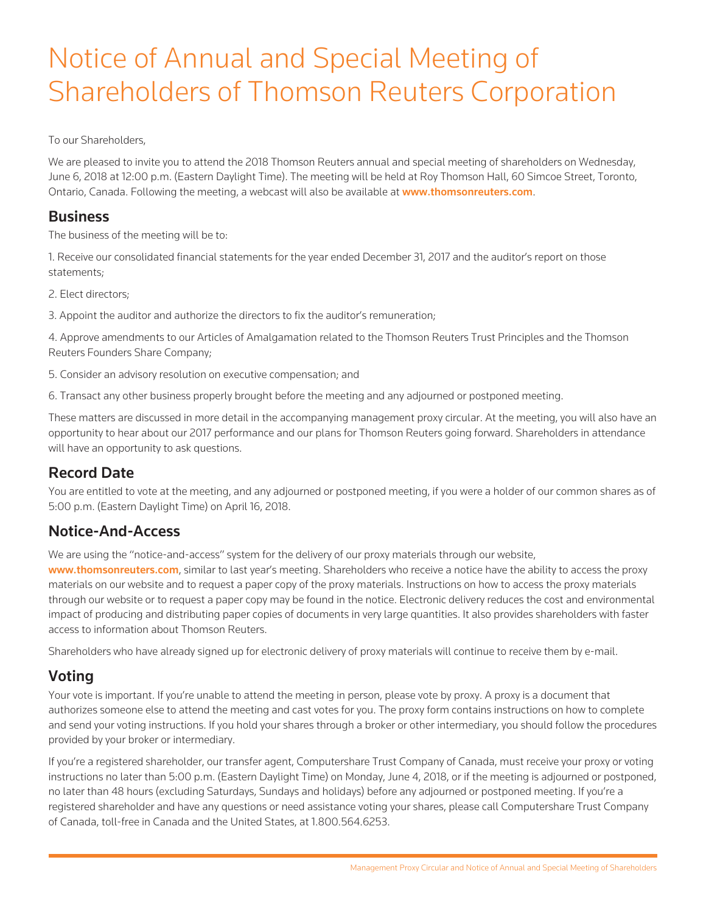# Notice of Annual and Special Meeting of Shareholders of Thomson Reuters Corporation

To our Shareholders,

We are pleased to invite you to attend the 2018 Thomson Reuters annual and special meeting of shareholders on Wednesday, June 6, 2018 at 12:00 p.m. (Eastern Daylight Time). The meeting will be held at Roy Thomson Hall, 60 Simcoe Street, Toronto, Ontario, Canada. Following the meeting, a webcast will also be available at **www.thomsonreuters.com**.

## Business

The business of the meeting will be to:

1. Receive our consolidated financial statements for the year ended December 31, 2017 and the auditor's report on those statements;

2. Elect directors;

3. Appoint the auditor and authorize the directors to fix the auditor's remuneration;

4. Approve amendments to our Articles of Amalgamation related to the Thomson Reuters Trust Principles and the Thomson Reuters Founders Share Company;

5. Consider an advisory resolution on executive compensation; and

6. Transact any other business properly brought before the meeting and any adjourned or postponed meeting.

These matters are discussed in more detail in the accompanying management proxy circular. At the meeting, you will also have an opportunity to hear about our 2017 performance and our plans for Thomson Reuters going forward. Shareholders in attendance will have an opportunity to ask questions.

## Record Date

You are entitled to vote at the meeting, and any adjourned or postponed meeting, if you were a holder of our common shares as of 5:00 p.m. (Eastern Daylight Time) on April 16, 2018.

## Notice-And-Access

We are using the "notice-and-access" system for the delivery of our proxy materials through our website, **www.thomsonreuters.com**, similar to last year's meeting. Shareholders who receive a notice have the ability to access the proxy materials on our website and to request a paper copy of the proxy materials. Instructions on how to access the proxy materials through our website or to request a paper copy may be found in the notice. Electronic delivery reduces the cost and environmental impact of producing and distributing paper copies of documents in very large quantities. It also provides shareholders with faster access to information about Thomson Reuters.

Shareholders who have already signed up for electronic delivery of proxy materials will continue to receive them by e-mail.

## Voting

Your vote is important. If you're unable to attend the meeting in person, please vote by proxy. A proxy is a document that authorizes someone else to attend the meeting and cast votes for you. The proxy form contains instructions on how to complete and send your voting instructions. If you hold your shares through a broker or other intermediary, you should follow the procedures provided by your broker or intermediary.

If you're a registered shareholder, our transfer agent, Computershare Trust Company of Canada, must receive your proxy or voting instructions no later than 5:00 p.m. (Eastern Daylight Time) on Monday, June 4, 2018, or if the meeting is adjourned or postponed, no later than 48 hours (excluding Saturdays, Sundays and holidays) before any adjourned or postponed meeting. If you're a registered shareholder and have any questions or need assistance voting your shares, please call Computershare Trust Company of Canada, toll-free in Canada and the United States, at 1.800.564.6253.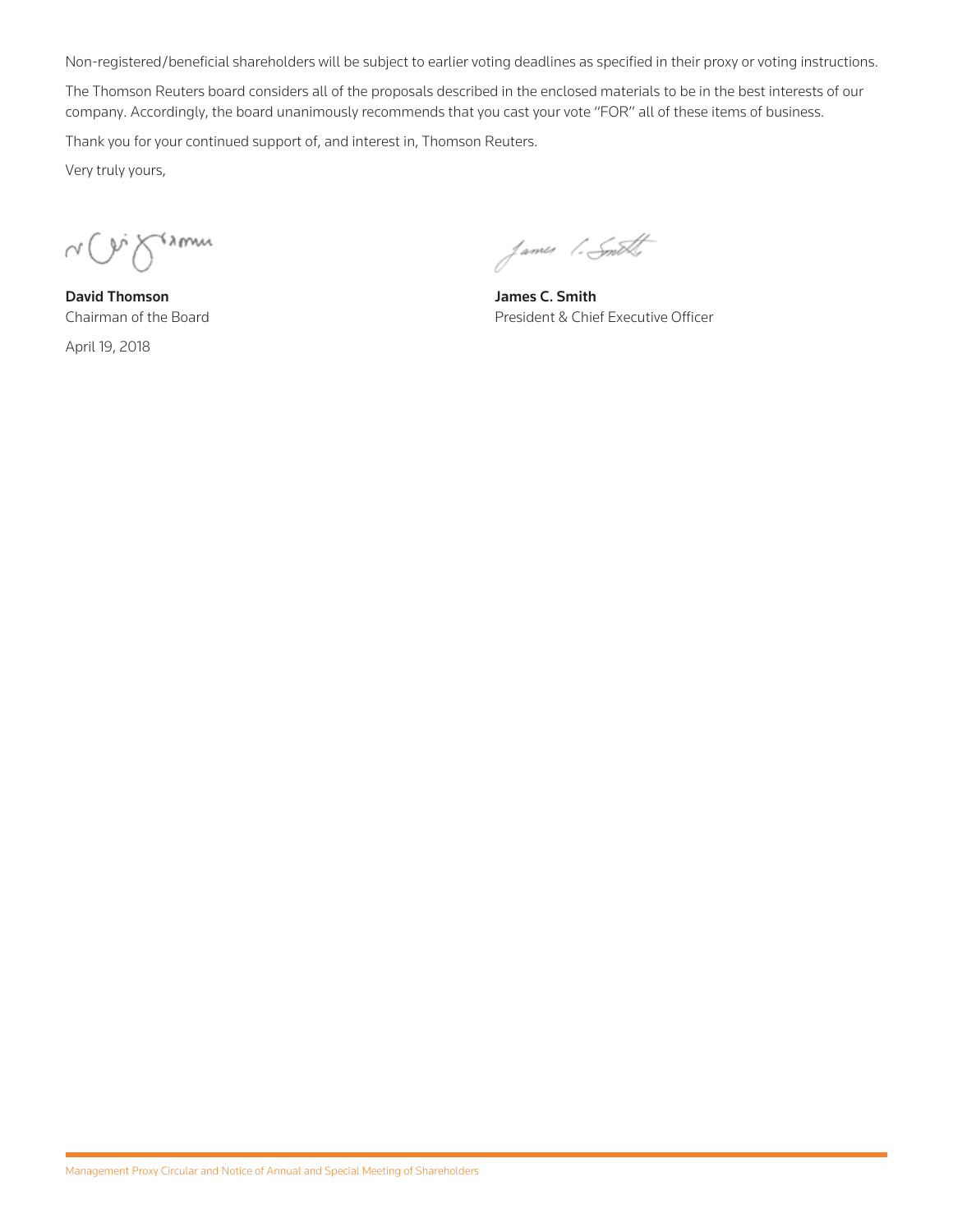Non-registered/beneficial shareholders will be subject to earlier voting deadlines as specified in their proxy or voting instructions.

The Thomson Reuters board considers all of the proposals described in the enclosed materials to be in the best interests of our company. Accordingly, the board unanimously recommends that you cast your vote "FOR" all of these items of business.

Thank you for your continued support of, and interest in, Thomson Reuters.

Very truly yours,

**David Thomson**
Chairman of the Board

**James C. Smith**
President & Chief Executive Officer

April 19, 2018